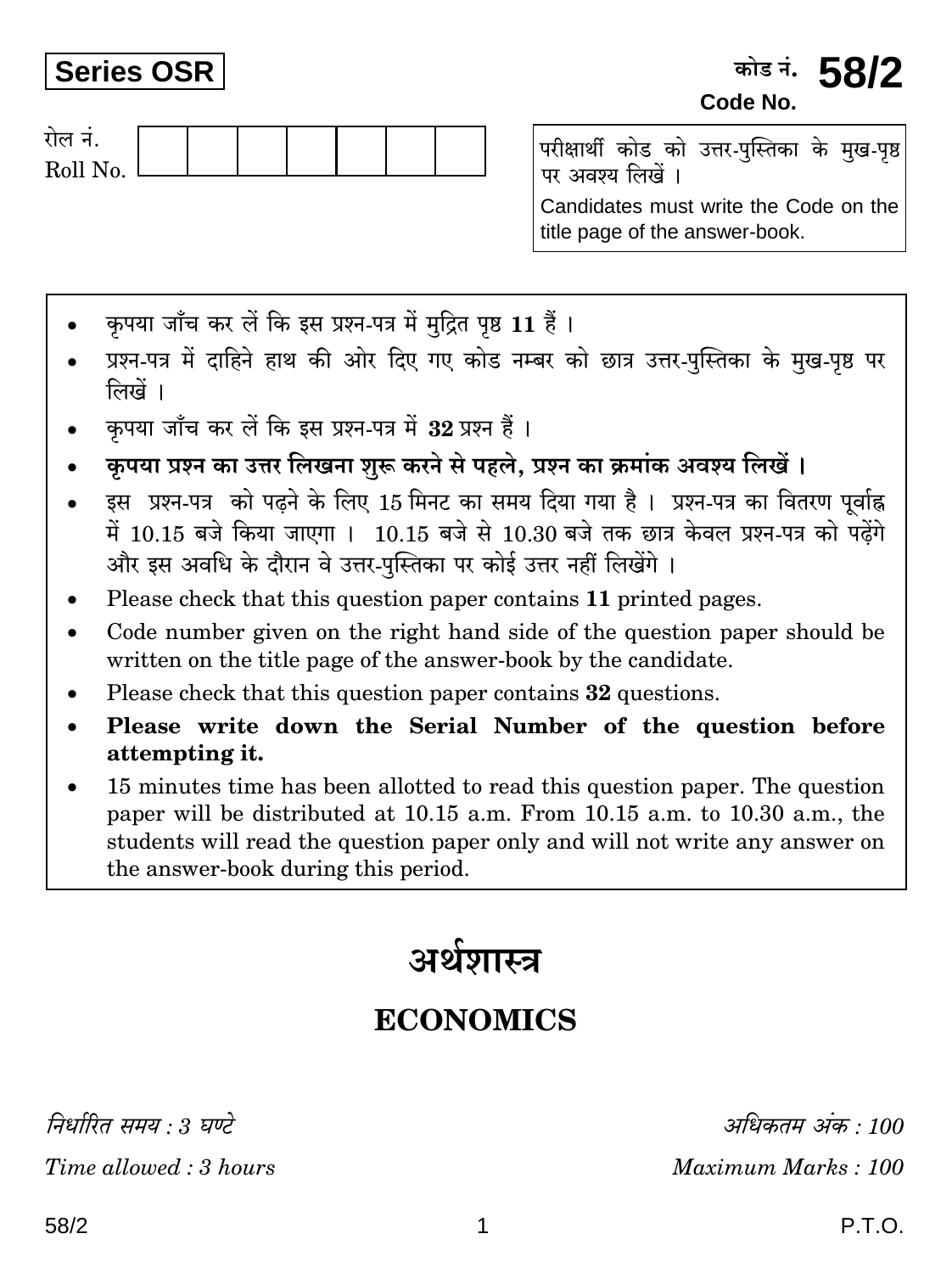**Series OSR**

कोड नं. **58/2**
**Code No.**

रोल नं.
Roll No. | | | | | | | |

परीक्षार्थी कोड को उत्तर-पुस्तिका के मुख-पृष्ठ पर अवश्य लिखें ।

Candidates must write the Code on the title page of the answer-book.

- कृपया जाँच कर लें कि इस प्रश्न-पत्र में मुद्रित पृष्ठ **11** हैं ।
- प्रश्न-पत्र में दाहिने हाथ की ओर दिए गए कोड नम्बर को छात्र उत्तर-पुस्तिका के मुख-पृष्ठ पर लिखें ।
- कृपया जाँच कर लें कि इस प्रश्न-पत्र में **32** प्रश्न हैं ।
- **कृपया प्रश्न का उत्तर लिखना शुरू करने से पहले, प्रश्न का क्रमांक अवश्य लिखें ।**
- इस प्रश्न-पत्र को पढ़ने के लिए 15 मिनट का समय दिया गया है । प्रश्न-पत्र का वितरण पूर्वाह्न में 10.15 बजे किया जाएगा । 10.15 बजे से 10.30 बजे तक छात्र केवल प्रश्न-पत्र को पढ़ेंगे और इस अवधि के दौरान वे उत्तर-पुस्तिका पर कोई उत्तर नहीं लिखेंगे ।
- Please check that this question paper contains **11** printed pages.
- Code number given on the right hand side of the question paper should be written on the title page of the answer-book by the candidate.
- Please check that this question paper contains **32** questions.
- **Please write down the Serial Number of the question before attempting it.**
- 15 minutes time has been allotted to read this question paper. The question paper will be distributed at 10.15 a.m. From 10.15 a.m. to 10.30 a.m., the students will read the question paper only and will not write any answer on the answer-book during this period.

# अर्थशास्त्र

# ECONOMICS

*निर्धारित समय : 3 घण्टे* | *अधिकतम अंक : 100*

*Time allowed : 3 hours* | *Maximum Marks : 100*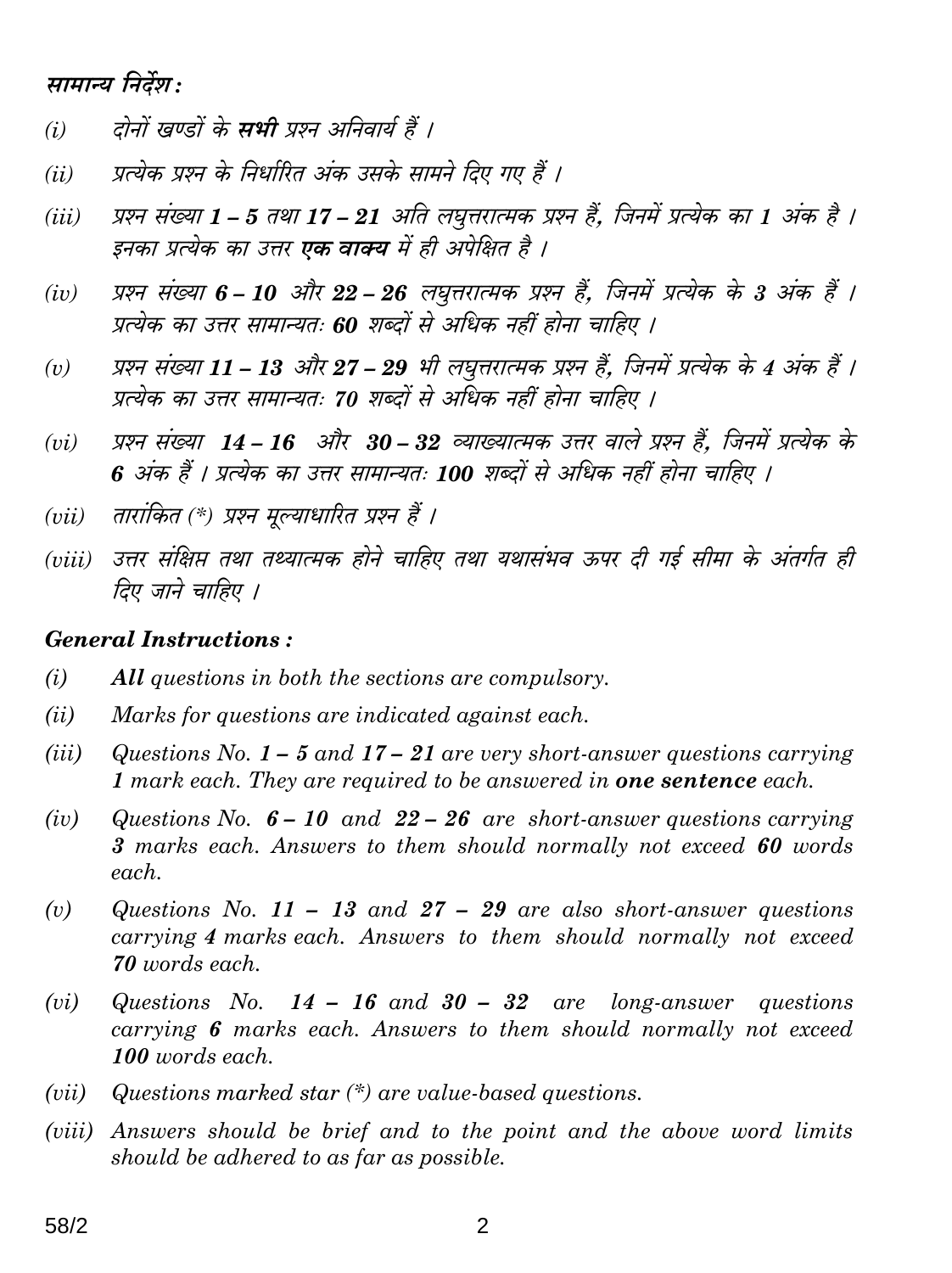## सामान्य निर्देश :

*(i)* दोनों खण्डों के **सभी** प्रश्न अनिवार्य हैं ।

*(ii)* प्रत्येक प्रश्न के निर्धारित अंक उसके सामने दिए गए हैं ।

*(iii)* प्रश्न संख्या **1 – 5** तथा **17 – 21** अति लघुत्तरात्मक प्रश्न हैं, जिनमें प्रत्येक का **1** अंक है । इनका प्रत्येक का उत्तर **एक वाक्य** में ही अपेक्षित है ।

*(iv)* प्रश्न संख्या **6 – 10** और **22 – 26** लघुत्तरात्मक प्रश्न हैं, जिनमें प्रत्येक के **3** अंक हैं । प्रत्येक का उत्तर सामान्यतः **60** शब्दों से अधिक नहीं होना चाहिए ।

*(v)* प्रश्न संख्या **11 – 13** और **27 – 29** भी लघुत्तरात्मक प्रश्न हैं, जिनमें प्रत्येक के **4** अंक हैं । प्रत्येक का उत्तर सामान्यतः **70** शब्दों से अधिक नहीं होना चाहिए ।

*(vi)* प्रश्न संख्या **14 – 16** और **30 – 32** व्याख्यात्मक उत्तर वाले प्रश्न हैं, जिनमें प्रत्येक के **6** अंक हैं । प्रत्येक का उत्तर सामान्यतः **100** शब्दों से अधिक नहीं होना चाहिए ।

*(vii)* तारांकित (*) प्रश्न मूल्याधारित प्रश्न हैं ।

*(viii)* उत्तर संक्षिप्त तथा तथ्यात्मक होने चाहिए तथा यथासंभव ऊपर दी गई सीमा के अंतर्गत ही दिए जाने चाहिए ।

## General Instructions :

*(i)* **All** questions in both the sections are compulsory.

*(ii)* Marks for questions are indicated against each.

*(iii)* Questions No. **1 – 5** and **17 – 21** are very short-answer questions carrying **1** mark each. They are required to be answered in **one sentence** each.

*(iv)* Questions No. **6 – 10** and **22 – 26** are short-answer questions carrying **3** marks each. Answers to them should normally not exceed **60** words each.

*(v)* Questions No. **11 – 13** and **27 – 29** are also short-answer questions carrying **4** marks each. Answers to them should normally not exceed **70** words each.

*(vi)* Questions No. **14 – 16** and **30 – 32** are long-answer questions carrying **6** marks each. Answers to them should normally not exceed **100** words each.

*(vii)* Questions marked star (*) are value-based questions.

*(viii)* Answers should be brief and to the point and the above word limits should be adhered to as far as possible.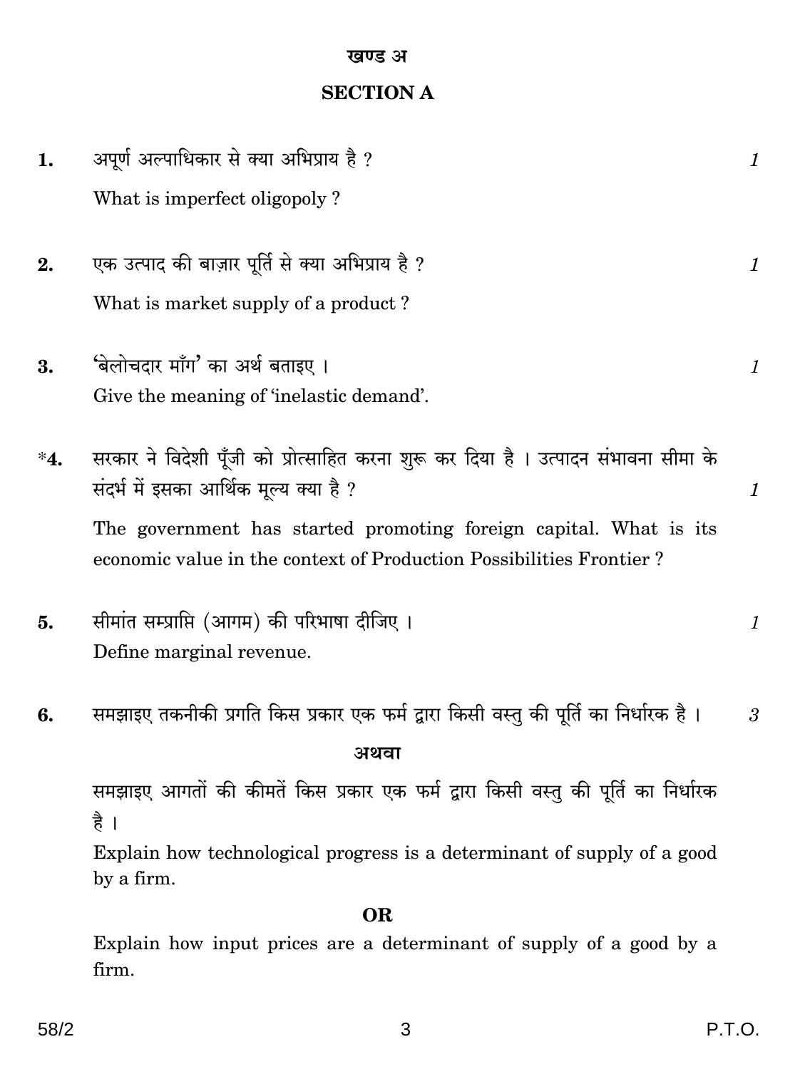## खण्ड अ

## SECTION A

**1.** अपूर्ण अल्पाधिकार से क्या अभिप्राय है ? *1*

What is imperfect oligopoly ?

**2.** एक उत्पाद की बाज़ार पूर्ति से क्या अभिप्राय है ? *1*

What is market supply of a product ?

**3.** 'बेलोचदार माँग' का अर्थ बताइए । *1*

Give the meaning of 'inelastic demand'.

**\*4.** सरकार ने विदेशी पूँजी को प्रोत्साहित करना शुरू कर दिया है । उत्पादन संभावना सीमा के संदर्भ में इसका आर्थिक मूल्य क्या है ? *1*

The government has started promoting foreign capital. What is its economic value in the context of Production Possibilities Frontier ?

**5.** सीमांत सम्प्राप्ति (आगम) की परिभाषा दीजिए । *1*

Define marginal revenue.

**6.** समझाइए तकनीकी प्रगति किस प्रकार एक फर्म द्वारा किसी वस्तु की पूर्ति का निर्धारक है । *3*

**अथवा**

समझाइए आगतों की कीमतें किस प्रकार एक फर्म द्वारा किसी वस्तु की पूर्ति का निर्धारक है ।

Explain how technological progress is a determinant of supply of a good by a firm.

**OR**

Explain how input prices are a determinant of supply of a good by a firm.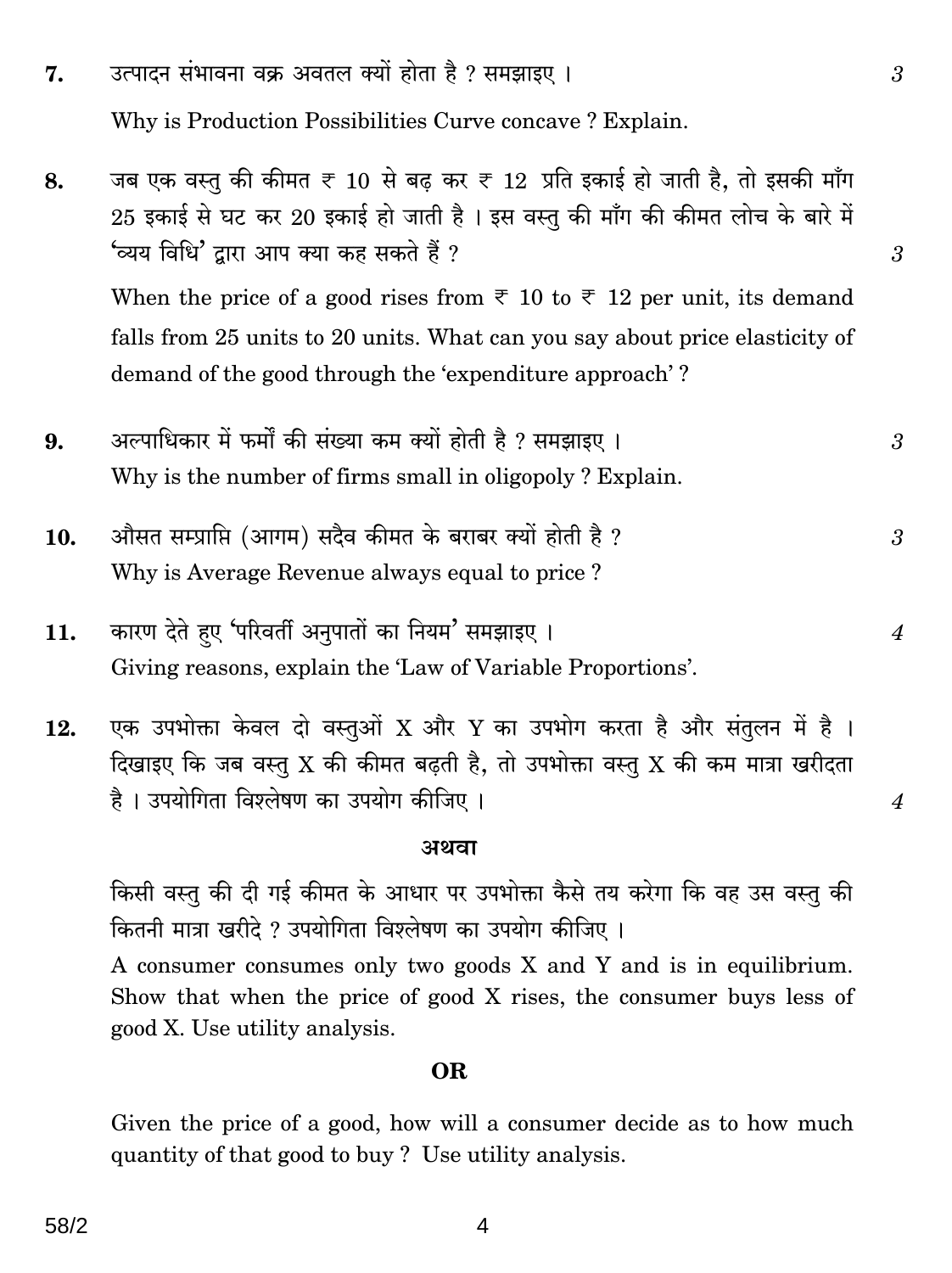7. उत्पादन संभावना वक्र अवतल क्यों होता है ? समझाइए । 3

Why is Production Possibilities Curve concave ? Explain.

8. जब एक वस्तु की कीमत ₹ 10 से बढ़ कर ₹ 12 प्रति इकाई हो जाती है, तो इसकी माँग 25 इकाई से घट कर 20 इकाई हो जाती है । इस वस्तु की माँग की कीमत लोच के बारे में 'व्यय विधि' द्वारा आप क्या कह सकते हैं ? 3

When the price of a good rises from ₹ 10 to ₹ 12 per unit, its demand falls from 25 units to 20 units. What can you say about price elasticity of demand of the good through the 'expenditure approach' ?

9. अल्पाधिकार में फर्मों की संख्या कम क्यों होती है ? समझाइए । 3

Why is the number of firms small in oligopoly ? Explain.

10. औसत सम्प्राप्ति (आगम) सदैव कीमत के बराबर क्यों होती है ? 3

Why is Average Revenue always equal to price ?

11. कारण देते हुए 'परिवर्ती अनुपातों का नियम' समझाइए । 4

Giving reasons, explain the 'Law of Variable Proportions'.

12. एक उपभोक्ता केवल दो वस्तुओं X और Y का उपभोग करता है और संतुलन में है । दिखाइए कि जब वस्तु X की कीमत बढ़ती है, तो उपभोक्ता वस्तु X की कम मात्रा खरीदता है । उपयोगिता विश्लेषण का उपयोग कीजिए । 4

**अथवा**

किसी वस्तु की दी गई कीमत के आधार पर उपभोक्ता कैसे तय करेगा कि वह उस वस्तु की कितनी मात्रा खरीदे ? उपयोगिता विश्लेषण का उपयोग कीजिए ।

A consumer consumes only two goods X and Y and is in equilibrium. Show that when the price of good X rises, the consumer buys less of good X. Use utility analysis.

**OR**

Given the price of a good, how will a consumer decide as to how much quantity of that good to buy ? Use utility analysis.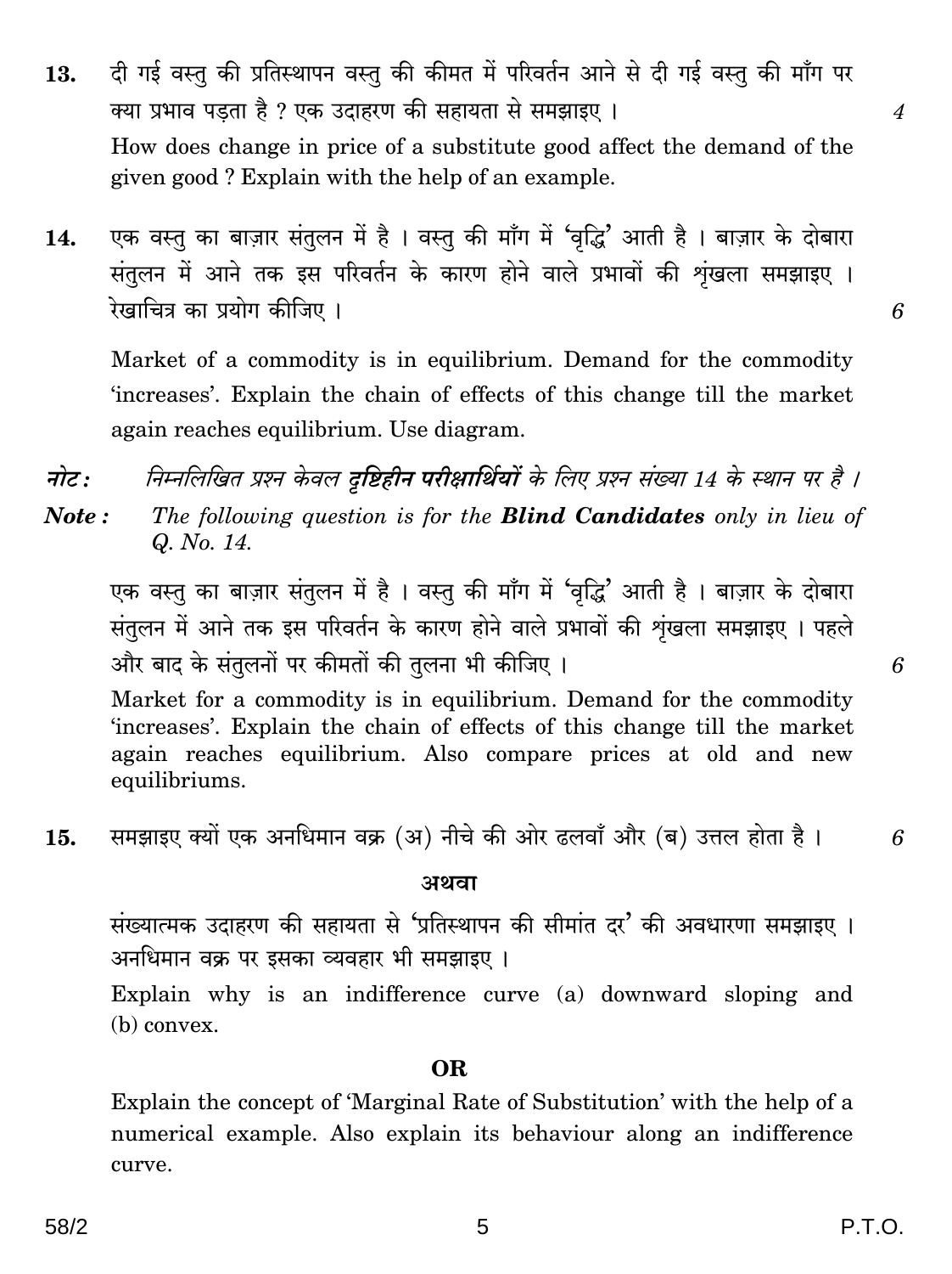**13.** दी गई वस्तु की प्रतिस्थापन वस्तु की कीमत में परिवर्तन आने से दी गई वस्तु की माँग पर क्या प्रभाव पड़ता है ? एक उदाहरण की सहायता से समझाइए । *4*

How does change in price of a substitute good affect the demand of the given good ? Explain with the help of an example.

**14.** एक वस्तु का बाज़ार संतुलन में है । वस्तु की माँग में 'वृद्धि' आती है । बाज़ार के दोबारा संतुलन में आने तक इस परिवर्तन के कारण होने वाले प्रभावों की श्रृंखला समझाइए । रेखाचित्र का प्रयोग कीजिए । *6*

Market of a commodity is in equilibrium. Demand for the commodity 'increases'. Explain the chain of effects of this change till the market again reaches equilibrium. Use diagram.

***नोट :*** *निम्नलिखित प्रश्न केवल **दृष्टिहीन परीक्षार्थियों** के लिए प्रश्न संख्या 14 के स्थान पर है ।*

***Note :*** *The following question is for the **Blind Candidates** only in lieu of Q. No. 14.*

एक वस्तु का बाज़ार संतुलन में है । वस्तु की माँग में 'वृद्धि' आती है । बाज़ार के दोबारा संतुलन में आने तक इस परिवर्तन के कारण होने वाले प्रभावों की श्रृंखला समझाइए । पहले और बाद के संतुलनों पर कीमतों की तुलना भी कीजिए । *6*

Market for a commodity is in equilibrium. Demand for the commodity 'increases'. Explain the chain of effects of this change till the market again reaches equilibrium. Also compare prices at old and new equilibriums.

**15.** समझाइए क्यों एक अनधिमान वक्र (अ) नीचे की ओर ढलवाँ और (ब) उत्तल होता है । *6*

**अथवा**

संख्यात्मक उदाहरण की सहायता से 'प्रतिस्थापन की सीमांत दर' की अवधारणा समझाइए । अनधिमान वक्र पर इसका व्यवहार भी समझाइए ।

Explain why is an indifference curve (a) downward sloping and (b) convex.

**OR**

Explain the concept of 'Marginal Rate of Substitution' with the help of a numerical example. Also explain its behaviour along an indifference curve.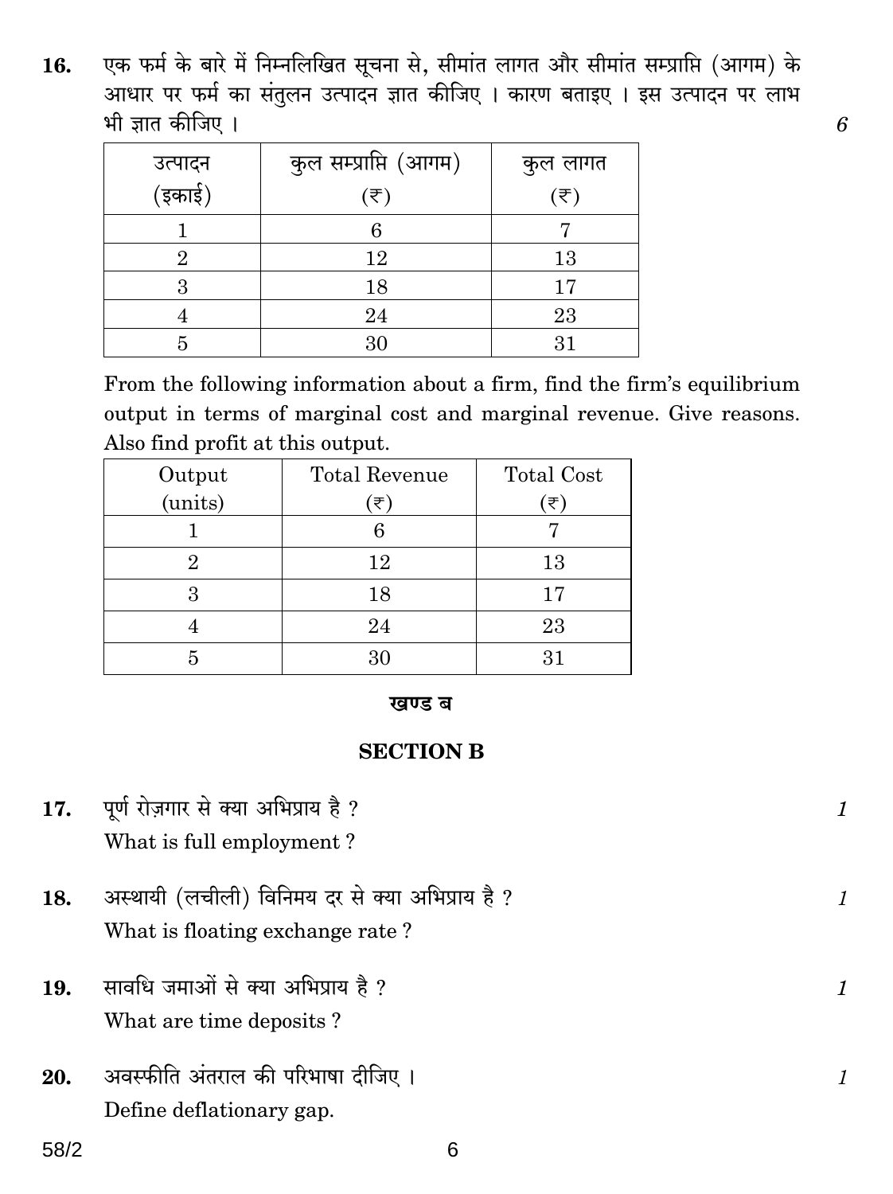16. एक फर्म के बारे में निम्नलिखित सूचना से, सीमांत लागत और सीमांत सम्प्राप्ति (आगम) के आधार पर फर्म का संतुलन उत्पादन ज्ञात कीजिए । कारण बताइए । इस उत्पादन पर लाभ भी ज्ञात कीजिए । *6*

| उत्पादन (इकाई) | कुल सम्प्राप्ति (आगम) (₹) | कुल लागत (₹) |
|---|---|---|
| 1 | 6 | 7 |
| 2 | 12 | 13 |
| 3 | 18 | 17 |
| 4 | 24 | 23 |
| 5 | 30 | 31 |

From the following information about a firm, find the firm's equilibrium output in terms of marginal cost and marginal revenue. Give reasons. Also find profit at this output.

| Output (units) | Total Revenue (₹) | Total Cost (₹) |
|---|---|---|
| 1 | 6 | 7 |
| 2 | 12 | 13 |
| 3 | 18 | 17 |
| 4 | 24 | 23 |
| 5 | 30 | 31 |

## खण्ड ब

## SECTION B

17. पूर्ण रोज़गार से क्या अभिप्राय है ? *1*

What is full employment ?

18. अस्थायी (लचीली) विनिमय दर से क्या अभिप्राय है ? *1*

What is floating exchange rate ?

19. सावधि जमाओं से क्या अभिप्राय है ? *1*

What are time deposits ?

20. अवस्फीति अंतराल की परिभाषा दीजिए । *1*

Define deflationary gap.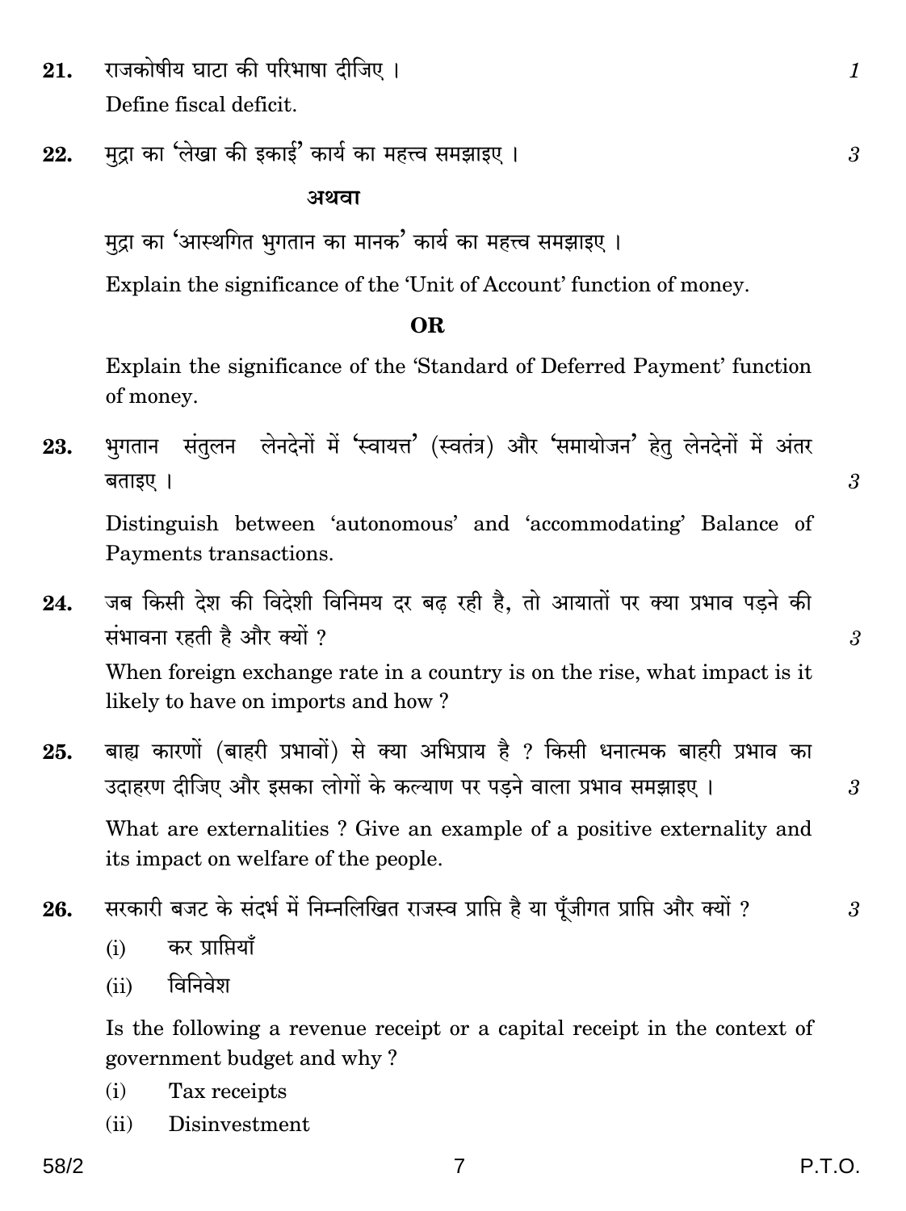**21.** राजकोषीय घाटा की परिभाषा दीजिए । *1*

Define fiscal deficit.

**22.** मुद्रा का 'लेखा की इकाई' कार्य का महत्त्व समझाइए । *3*

**अथवा**

मुद्रा का 'आस्थगित भुगतान का मानक' कार्य का महत्त्व समझाइए ।

Explain the significance of the 'Unit of Account' function of money.

**OR**

Explain the significance of the 'Standard of Deferred Payment' function of money.

**23.** भुगतान संतुलन लेनदेनों में 'स्वायत्त' (स्वतंत्र) और 'समायोजन' हेतु लेनदेनों में अंतर बताइए । *3*

Distinguish between 'autonomous' and 'accommodating' Balance of Payments transactions.

**24.** जब किसी देश की विदेशी विनिमय दर बढ़ रही है, तो आयातों पर क्या प्रभाव पड़ने की संभावना रहती है और क्यों ? *3*

When foreign exchange rate in a country is on the rise, what impact is it likely to have on imports and how ?

**25.** बाह्य कारणों (बाहरी प्रभावों) से क्या अभिप्राय है ? किसी धनात्मक बाहरी प्रभाव का उदाहरण दीजिए और इसका लोगों के कल्याण पर पड़ने वाला प्रभाव समझाइए । *3*

What are externalities ? Give an example of a positive externality and its impact on welfare of the people.

**26.** सरकारी बजट के संदर्भ में निम्नलिखित राजस्व प्राप्ति है या पूँजीगत प्राप्ति और क्यों ? *3*

(i) कर प्राप्तियाँ

(ii) विनिवेश

Is the following a revenue receipt or a capital receipt in the context of government budget and why ?

(i) Tax receipts

(ii) Disinvestment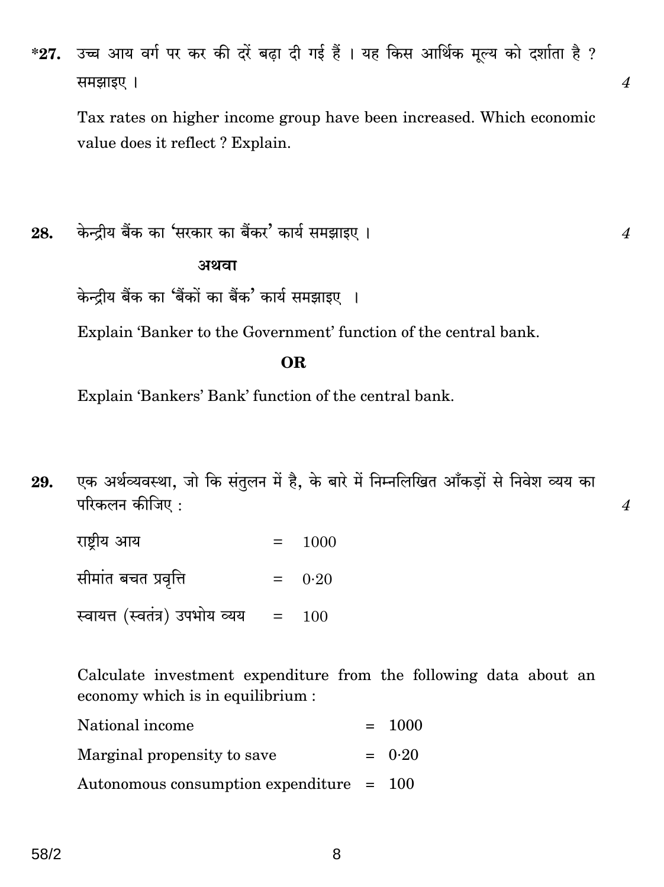*27. उच्च आय वर्ग पर कर की दरें बढ़ा दी गई हैं । यह किस आर्थिक मूल्य को दर्शाता है ? समझाइए । 4

Tax rates on higher income group have been increased. Which economic value does it reflect ? Explain.

28. केन्द्रीय बैंक का 'सरकार का बैंकर' कार्य समझाइए । 4

**अथवा**

केन्द्रीय बैंक का 'बैंकों का बैंक' कार्य समझाइए ।

Explain 'Banker to the Government' function of the central bank.

**OR**

Explain 'Bankers' Bank' function of the central bank.

29. एक अर्थव्यवस्था, जो कि संतुलन में है, के बारे में निम्नलिखित आँकड़ों से निवेश व्यय का परिकलन कीजिए : 4

| | | |
|---|---|---|
| राष्ट्रीय आय | = | 1000 |
| सीमांत बचत प्रवृत्ति | = | 0·20 |
| स्वायत्त (स्वतंत्र) उपभोग व्यय | = | 100 |

Calculate investment expenditure from the following data about an economy which is in equilibrium :

| | | |
|---|---|---|
| National income | = | 1000 |
| Marginal propensity to save | = | 0·20 |
| Autonomous consumption expenditure | = | 100 |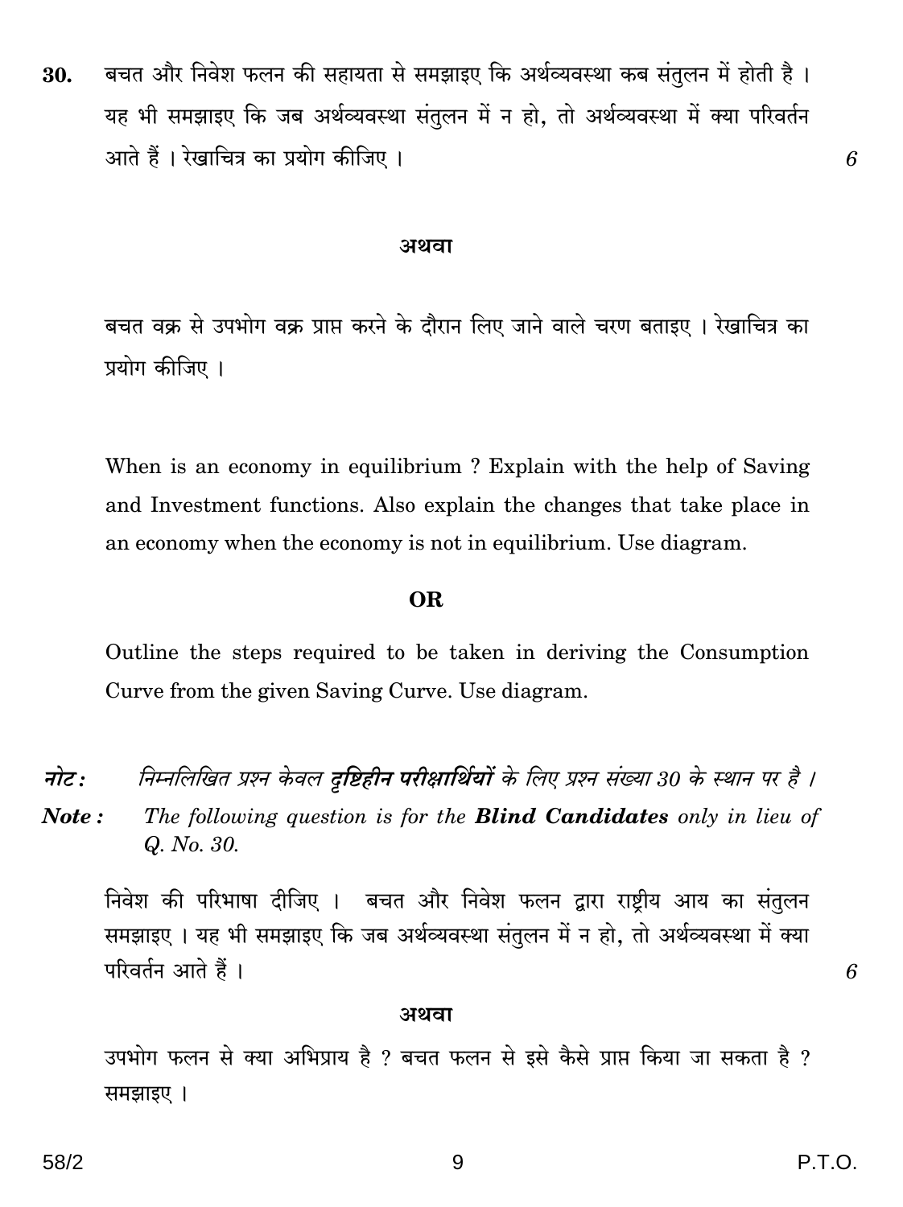**30.** बचत और निवेश फलन की सहायता से समझाइए कि अर्थव्यवस्था कब संतुलन में होती है । यह भी समझाइए कि जब अर्थव्यवस्था संतुलन में न हो, तो अर्थव्यवस्था में क्या परिवर्तन आते हैं । रेखाचित्र का प्रयोग कीजिए । *6*

**अथवा**

बचत वक्र से उपभोग वक्र प्राप्त करने के दौरान लिए जाने वाले चरण बताइए । रेखाचित्र का प्रयोग कीजिए ।

When is an economy in equilibrium ? Explain with the help of Saving and Investment functions. Also explain the changes that take place in an economy when the economy is not in equilibrium. Use diagram.

**OR**

Outline the steps required to be taken in deriving the Consumption Curve from the given Saving Curve. Use diagram.

***नोट :*** *निम्नलिखित प्रश्न केवल **दृष्टिहीन परीक्षार्थियों** के लिए प्रश्न संख्या 30 के स्थान पर है ।*

***Note :*** *The following question is for the **Blind Candidates** only in lieu of Q. No. 30.*

निवेश की परिभाषा दीजिए । बचत और निवेश फलन द्वारा राष्ट्रीय आय का संतुलन समझाइए । यह भी समझाइए कि जब अर्थव्यवस्था संतुलन में न हो, तो अर्थव्यवस्था में क्या परिवर्तन आते हैं । *6*

**अथवा**

उपभोग फलन से क्या अभिप्राय है ? बचत फलन से इसे कैसे प्राप्त किया जा सकता है ? समझाइए ।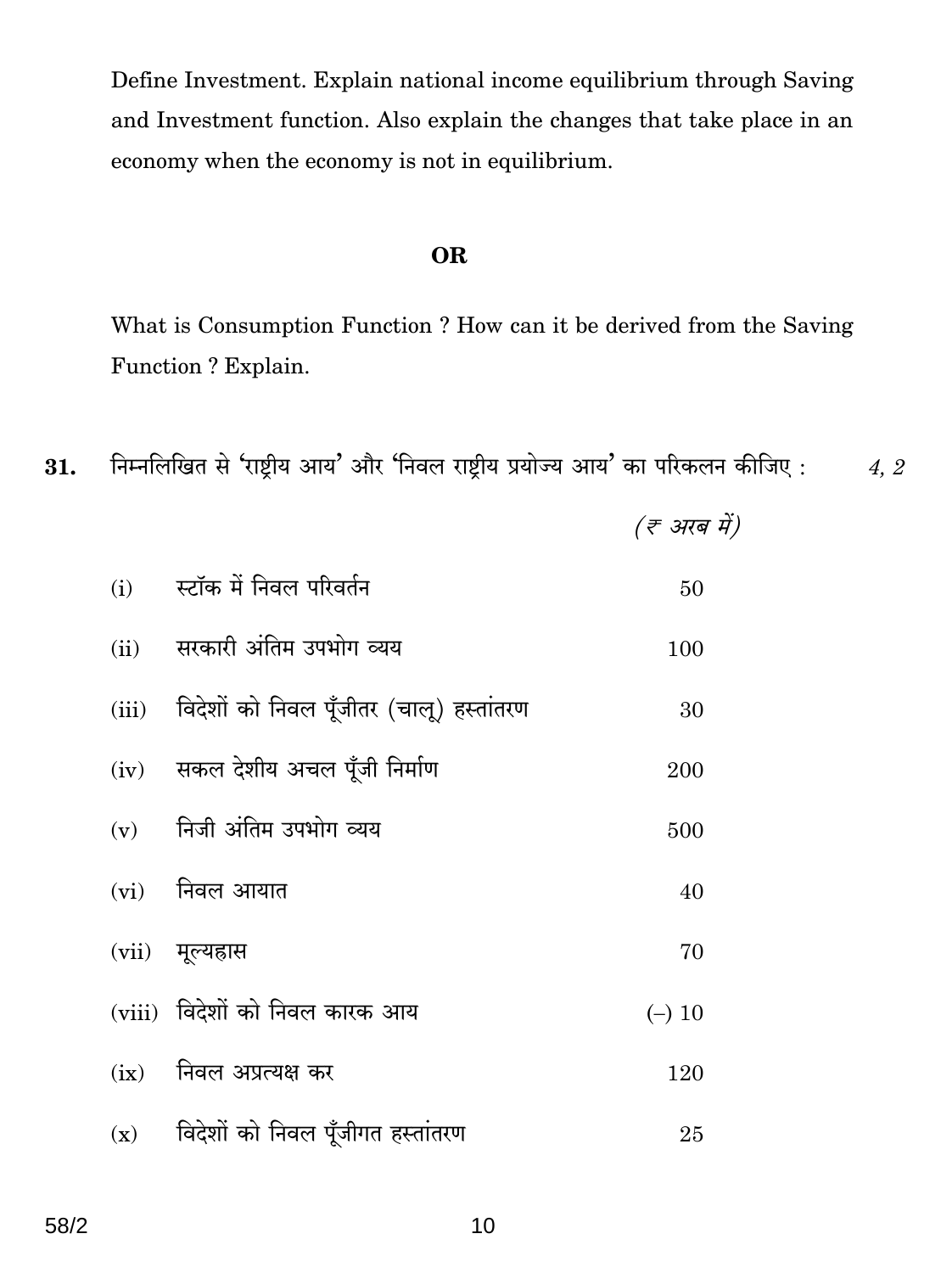Define Investment. Explain national income equilibrium through Saving and Investment function. Also explain the changes that take place in an economy when the economy is not in equilibrium.

**OR**

What is Consumption Function ? How can it be derived from the Saving Function ? Explain.

**31.** निम्नलिखित से 'राष्ट्रीय आय' और 'निवल राष्ट्रीय प्रयोज्य आय' का परिकलन कीजिए : *4, 2*

| | | *(₹ अरब में)* |
|---|---|---|
| (i) | स्टॉक में निवल परिवर्तन | 50 |
| (ii) | सरकारी अंतिम उपभोग व्यय | 100 |
| (iii) | विदेशों को निवल पूँजीतर (चालू) हस्तांतरण | 30 |
| (iv) | सकल देशीय अचल पूँजी निर्माण | 200 |
| (v) | निजी अंतिम उपभोग व्यय | 500 |
| (vi) | निवल आयात | 40 |
| (vii) | मूल्यह्रास | 70 |
| (viii) | विदेशों को निवल कारक आय | (–) 10 |
| (ix) | निवल अप्रत्यक्ष कर | 120 |
| (x) | विदेशों को निवल पूँजीगत हस्तांतरण | 25 |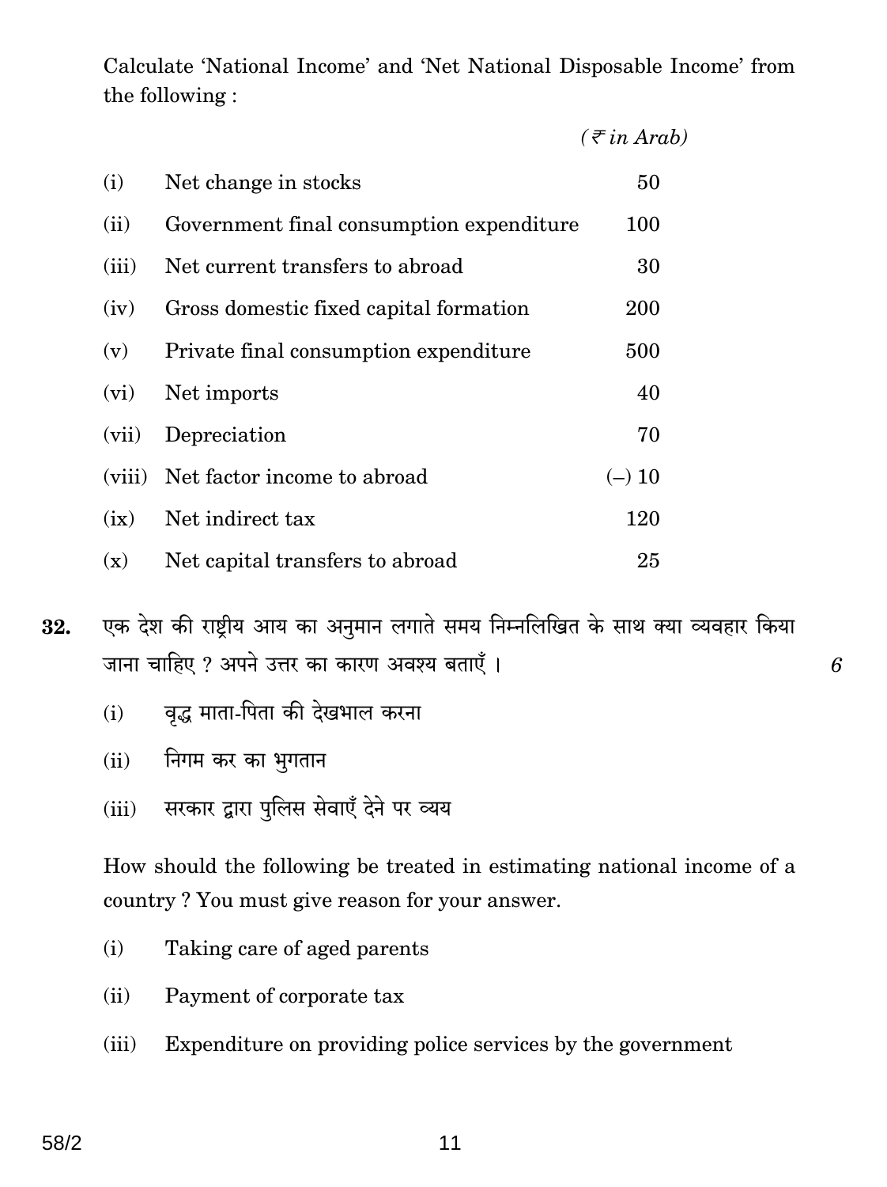Calculate 'National Income' and 'Net National Disposable Income' from the following :

| | | (₹ *in Arab*) |
|---|---|---|
| (i) | Net change in stocks | 50 |
| (ii) | Government final consumption expenditure | 100 |
| (iii) | Net current transfers to abroad | 30 |
| (iv) | Gross domestic fixed capital formation | 200 |
| (v) | Private final consumption expenditure | 500 |
| (vi) | Net imports | 40 |
| (vii) | Depreciation | 70 |
| (viii) | Net factor income to abroad | (–) 10 |
| (ix) | Net indirect tax | 120 |
| (x) | Net capital transfers to abroad | 25 |

**32.** एक देश की राष्ट्रीय आय का अनुमान लगाते समय निम्नलिखित के साथ क्या व्यवहार किया जाना चाहिए ? अपने उत्तर का कारण अवश्य बताएँ । *6*

(i) वृद्ध माता-पिता की देखभाल करना

(ii) निगम कर का भुगतान

(iii) सरकार द्वारा पुलिस सेवाएँ देने पर व्यय

How should the following be treated in estimating national income of a country ? You must give reason for your answer.

(i) Taking care of aged parents

(ii) Payment of corporate tax

(iii) Expenditure on providing police services by the government